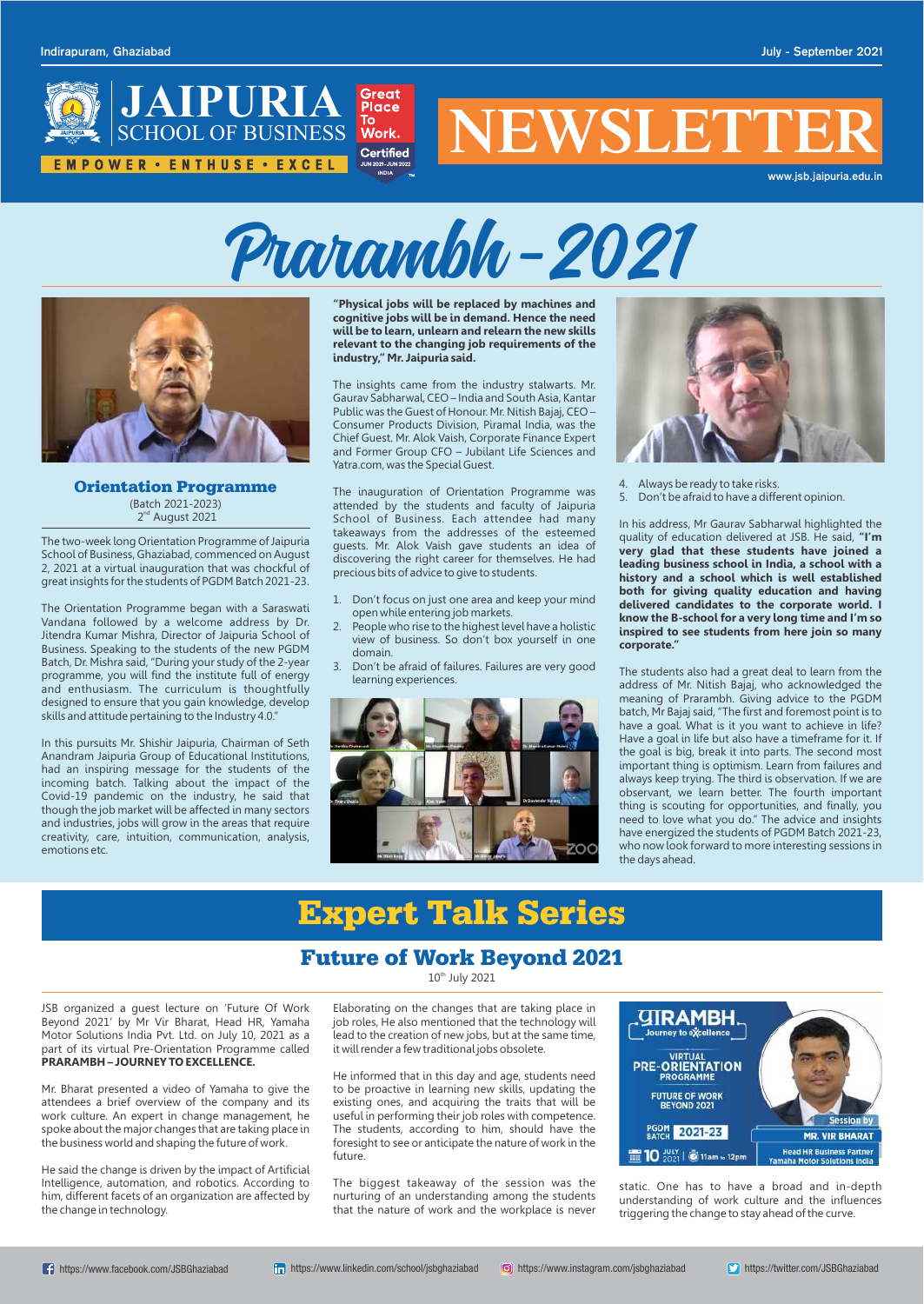Indirapuram, Ghaziabad

July - September 2021

JAIPURIA SCHOOL OF BUSINESS

EMPOWER • ENTHUSE • EXCEL

# NEWSLETTER

www.jsb.jaipuria.edu.in

# Prarambh - 2021

## Orientation Programme

(Batch 2021-2023)
2nd August 2021

The two-week long Orientation Programme of Jaipuria School of Business, Ghaziabad, commenced on August 2, 2021 at a virtual inauguration that was chockful of great insights for the students of PGDM Batch 2021-23.

The Orientation Programme began with a Saraswati Vandana followed by a welcome address by Dr. Jitendra Kumar Mishra, Director of Jaipuria School of Business. Speaking to the students of the new PGDM Batch, Dr. Mishra said, "During your study of the 2-year programme, you will find the institute full of energy and enthusiasm. The curriculum is thoughtfully designed to ensure that you gain knowledge, develop skills and attitude pertaining to the Industry 4.0."

In this pursuits Mr. Shishir Jaipuria, Chairman of Seth Anandram Jaipuria Group of Educational Institutions, had an inspiring message for the students of the incoming batch. Talking about the impact of the Covid-19 pandemic on the industry, he said that though the job market will be affected in many sectors and industries, jobs will grow in the areas that require creativity, care, intuition, communication, analysis, emotions etc.

**"Physical jobs will be replaced by machines and cognitive jobs will be in demand. Hence the need will be to learn, unlearn and relearn the new skills relevant to the changing job requirements of the industry," Mr. Jaipuria said.**

The insights came from the industry stalwarts. Mr. Gaurav Sabharwal, CEO – India and South Asia, Kantar Public was the Guest of Honour. Mr. Nitish Bajaj, CEO – Consumer Products Division, Piramal India, was the Chief Guest. Mr. Alok Vaish, Corporate Finance Expert and Former Group CFO – Jubilant Life Sciences and Yatra.com, was the Special Guest.

The inauguration of Orientation Programme was attended by the students and faculty of Jaipuria School of Business. Each attendee had many takeaways from the addresses of the esteemed guests. Mr. Alok Vaish gave students an idea of discovering the right career for themselves. He had precious bits of advice to give to students.

1. Don't focus on just one area and keep your mind open while entering job markets.
2. People who rise to the highest level have a holistic view of business. So don't box yourself in one domain.
3. Don't be afraid of failures. Failures are very good learning experiences.
4. Always be ready to take risks.
5. Don't be afraid to have a different opinion.

In his address, Mr Gaurav Sabharwal highlighted the quality of education delivered at JSB. He said, **"I'm very glad that these students have joined a leading business school in India, a school with a history and a school which is well established both for giving quality education and having delivered candidates to the corporate world. I know the B-school for a very long time and I'm so inspired to see students from here join so many corporate."**

The students also had a great deal to learn from the address of Mr. Nitish Bajaj, who acknowledged the meaning of Prarambh. Giving advice to the PGDM batch, Mr Bajaj said, "The first and foremost point is to have a goal. What is it you want to achieve in life? Have a goal in life but also have a timeframe for it. If the goal is big, break it into parts. The second most important thing is optimism. Learn from failures and always keep trying. The third is observation. If we are observant, we learn better. The fourth important thing is scouting for opportunities, and finally, you need to love what you do." The advice and insights have energized the students of PGDM Batch 2021-23, who now look forward to more interesting sessions in the days ahead.

# Expert Talk Series

## Future of Work Beyond 2021

10th July 2021

JSB organized a guest lecture on 'Future Of Work Beyond 2021' by Mr Vir Bharat, Head HR, Yamaha Motor Solutions India Pvt. Ltd. on July 10, 2021 as a part of its virtual Pre-Orientation Programme called **PRARAMBH – JOURNEY TO EXCELLENCE.**

Mr. Bharat presented a video of Yamaha to give the attendees a brief overview of the company and its work culture. An expert in change management, he spoke about the major changes that are taking place in the business world and shaping the future of work.

He said the change is driven by the impact of Artificial Intelligence, automation, and robotics. According to him, different facets of an organization are affected by the change in technology.

Elaborating on the changes that are taking place in job roles, He also mentioned that the technology will lead to the creation of new jobs, but at the same time, it will render a few traditional jobs obsolete.

He informed that in this day and age, students need to be proactive in learning new skills, updating the existing ones, and acquiring the traits that will be useful in performing their job roles with competence. The students, according to him, should have the foresight to see or anticipate the nature of work in the future.

The biggest takeaway of the session was the nurturing of an understanding among the students that the nature of work and the workplace is never static. One has to have a broad and in-depth understanding of work culture and the influences triggering the change to stay ahead of the curve.

https://www.facebook.com/JSBGhaziabad | https://www.linkedin.com/school/jsbghaziabad | https://www.instagram.com/jsbghaziabad | https://twitter.com/JSBGhaziabad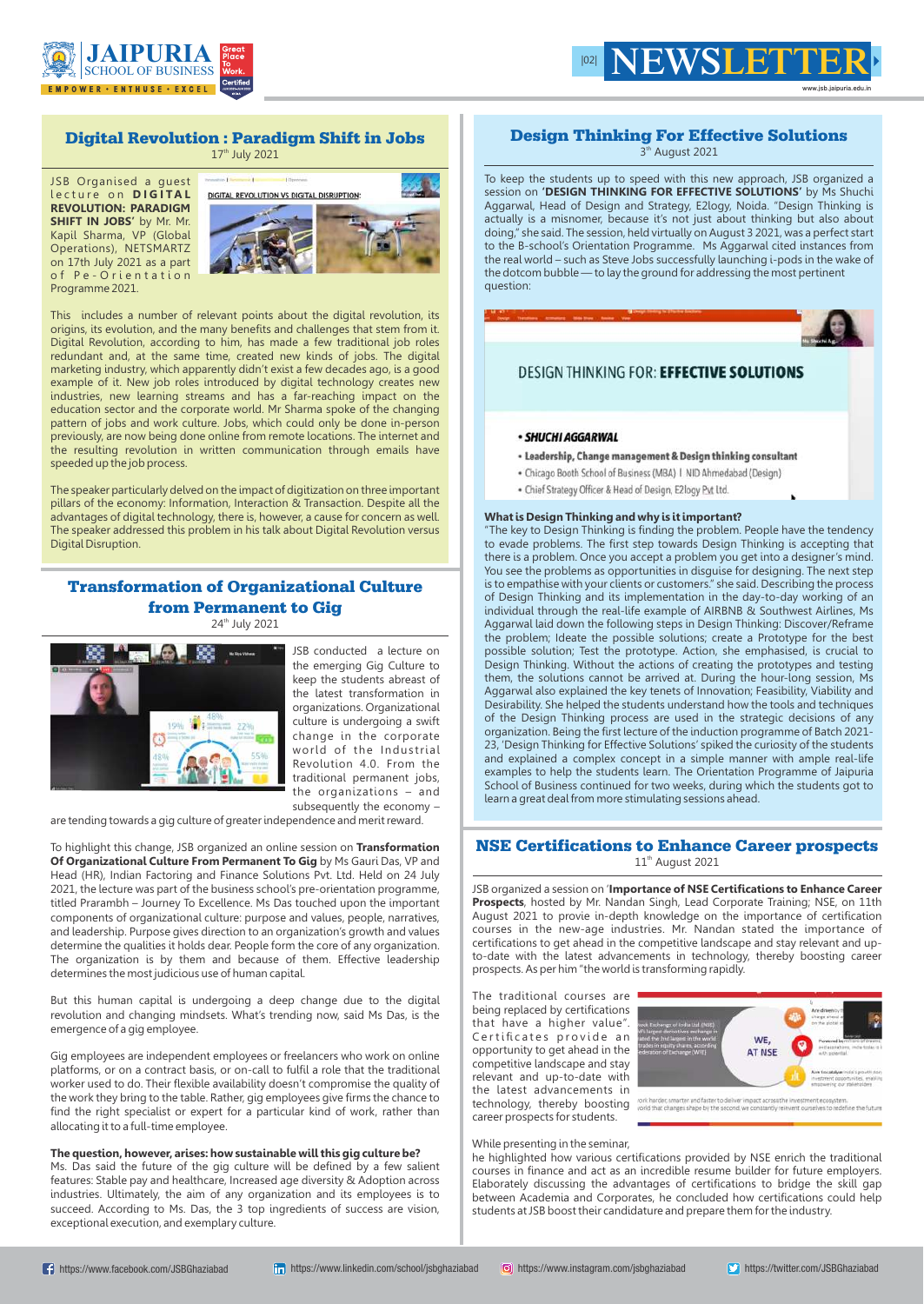## Digital Revolution : Paradigm Shift in Jobs

17th July 2021

JSB Organised a guest lecture on **DIGITAL REVOLUTION: PARADIGM SHIFT IN JOBS'** by Mr. Mr. Kapil Sharma, VP (Global Operations), NETSMARTZ on 17th July 2021 as a part of Pe-Orientation Programme 2021.

This includes a number of relevant points about the digital revolution, its origins, its evolution, and the many benefits and challenges that stem from it. Digital Revolution, according to him, has made a few traditional job roles redundant and, at the same time, created new kinds of jobs. The digital marketing industry, which apparently didn't exist a few decades ago, is a good example of it. New job roles introduced by digital technology creates new industries, new learning streams and has a far-reaching impact on the education sector and the corporate world. Mr Sharma spoke of the changing pattern of jobs and work culture. Jobs, which could only be done in-person previously, are now being done online from remote locations. The internet and the resulting revolution in written communication through emails have speeded up the job process.

The speaker particularly delved on the impact of digitization on three important pillars of the economy: Information, Interaction & Transaction. Despite all the advantages of digital technology, there is, however, a cause for concern as well. The speaker addressed this problem in his talk about Digital Revolution versus Digital Disruption.

## Transformation of Organizational Culture from Permanent to Gig

24th July 2021

JSB conducted a lecture on the emerging Gig Culture to keep the students abreast of the latest transformation in organizations. Organizational culture is undergoing a swift change in the corporate world of the Industrial Revolution 4.0. From the traditional permanent jobs, the organizations – and subsequently the economy – are tending towards a gig culture of greater independence and merit reward.

To highlight this change, JSB organized an online session on **Transformation Of Organizational Culture From Permanent To Gig** by Ms Gauri Das, VP and Head (HR), Indian Factoring and Finance Solutions Pvt. Ltd. Held on 24 July 2021, the lecture was part of the business school's pre-orientation programme, titled Prarambh – Journey To Excellence. Ms Das touched upon the important components of organizational culture: purpose and values, people, narratives, and leadership. Purpose gives direction to an organization's growth and values determine the qualities it holds dear. People form the core of any organization. The organization is by them and because of them. Effective leadership determines the most judicious use of human capital.

But this human capital is undergoing a deep change due to the digital revolution and changing mindsets. What's trending now, said Ms Das, is the emergence of a gig employee.

Gig employees are independent employees or freelancers who work on online platforms, or on a contract basis, or on-call to fulfil a role that the traditional worker used to do. Their flexible availability doesn't compromise the quality of the work they bring to the table. Rather, gig employees give firms the chance to find the right specialist or expert for a particular kind of work, rather than allocating it to a full-time employee.

**The question, however, arises: how sustainable will this gig culture be?**

Ms. Das said the future of the gig culture will be defined by a few salient features: Stable pay and healthcare, Increased age diversity & Adoption across industries. Ultimately, the aim of any organization and its employees is to succeed. According to Ms. Das, the 3 top ingredients of success are vision, exceptional execution, and exemplary culture.

## Design Thinking For Effective Solutions

3rd August 2021

To keep the students up to speed with this new approach, JSB organized a session on **'DESIGN THINKING FOR EFFECTIVE SOLUTIONS'** by Ms Shuchi Aggarwal, Head of Design and Strategy, E2logy, Noida. "Design Thinking is actually is a misnomer, because it's not just about thinking but also about doing," she said. The session, held virtually on August 3 2021, was a perfect start to the B-school's Orientation Programme. Ms Aggarwal cited instances from the real world – such as Steve Jobs successfully launching i-pods in the wake of the dotcom bubble — to lay the ground for addressing the most pertinent question:

**What is Design Thinking and why is it important?**

"The key to Design Thinking is finding the problem. People have the tendency to evade problems. The first step towards Design Thinking is accepting that there is a problem. Once you accept a problem you get into a designer's mind. You see the problems as opportunities in disguise for designing. The next step is to empathise with your clients or customers." she said. Describing the process of Design Thinking and its implementation in the day-to-day working of an individual through the real-life example of AIRBNB & Southwest Airlines, Ms Aggarwal laid down the following steps in Design Thinking: Discover/Reframe the problem; Ideate the possible solutions; create a Prototype for the best possible solution; Test the prototype. Action, she emphasised, is crucial to Design Thinking. Without the actions of creating the prototypes and testing them, the solutions cannot be arrived at. During the hour-long session, Ms Aggarwal also explained the key tenets of Innovation; Feasibility, Viability and Desirability. She helped the students understand how the tools and techniques of the Design Thinking process are used in the strategic decisions of any organization. Being the first lecture of the induction programme of Batch 2021-23, 'Design Thinking for Effective Solutions' spiked the curiosity of the students and explained a complex concept in a simple manner with ample real-life examples to help the students learn. The Orientation Programme of Jaipuria School of Business continued for two weeks, during which the students got to learn a great deal from more stimulating sessions ahead.

## NSE Certifications to Enhance Career prospects

11th August 2021

JSB organized a session on '**Importance of NSE Certifications to Enhance Career Prospects**, hosted by Mr. Nandan Singh, Lead Corporate Training; NSE, on 11th August 2021 to provie in-depth knowledge on the importance of certification courses in the new-age industries. Mr. Nandan stated the importance of certifications to get ahead in the competitive landscape and stay relevant and up-to-date with the latest advancements in technology, thereby boosting career prospects. As per him "the world is transforming rapidly.

The traditional courses are being replaced by certifications that have a higher value". Certificates provide an opportunity to get ahead in the competitive landscape and stay relevant and up-to-date with the latest advancements in technology, thereby boosting career prospects for students.

While presenting in the seminar,

he highlighted how various certifications provided by NSE enrich the traditional courses in finance and act as an incredible resume builder for future employers. Elaborately discussing the advantages of certifications to bridge the skill gap between Academia and Corporates, he concluded how certifications could help students at JSB boost their candidature and prepare them for the industry.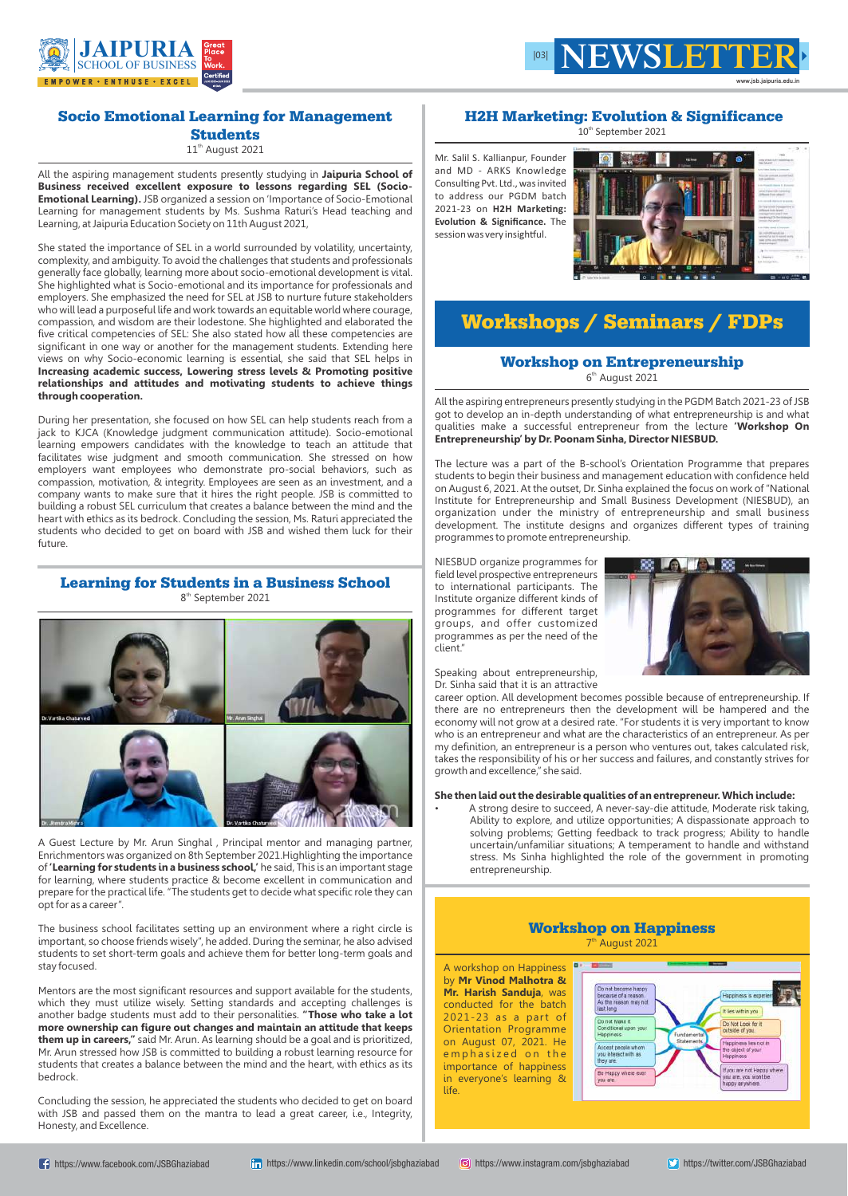## Socio Emotional Learning for Management Students

11th August 2021

All the aspiring management students presently studying in **Jaipuria School of Business received excellent exposure to lessons regarding SEL (Socio-Emotional Learning).** JSB organized a session on 'Importance of Socio-Emotional Learning for management students by Ms. Sushma Raturi's Head teaching and Learning, at Jaipuria Education Society on 11th August 2021,

She stated the importance of SEL in a world surrounded by volatility, uncertainty, complexity, and ambiguity. To avoid the challenges that students and professionals generally face globally, learning more about socio-emotional development is vital. She highlighted what is Socio-emotional and its importance for professionals and employers. She emphasized the need for SEL at JSB to nurture future stakeholders who will lead a purposeful life and work towards an equitable world where courage, compassion, and wisdom are their lodestone. She highlighted and elaborated the five critical competencies of SEL: She also stated how all these competencies are significant in one way or another for the management students. Extending here views on why Socio-economic learning is essential, she said that SEL helps in **Increasing academic success, Lowering stress levels & Promoting positive relationships and attitudes and motivating students to achieve things through cooperation.**

During her presentation, she focused on how SEL can help students reach from a jack to KJCA (Knowledge judgment communication attitude). Socio-emotional learning empowers candidates with the knowledge to teach an attitude that facilitates wise judgment and smooth communication. She stressed on how employers want employees who demonstrate pro-social behaviors, such as compassion, motivation, & integrity. Employees are seen as an investment, and a company wants to make sure that it hires the right people. JSB is committed to building a robust SEL curriculum that creates a balance between the mind and the heart with ethics as its bedrock. Concluding the session, Ms. Raturi appreciated the students who decided to get on board with JSB and wished them luck for their future.

## Learning for Students in a Business School

8th September 2021

A Guest Lecture by Mr. Arun Singhal , Principal mentor and managing partner, Enrichmentors was organized on 8th September 2021.Highlighting the importance of **'Learning for students in a business school,'** he said, This is an important stage for learning, where students practice & become excellent in communication and prepare for the practical life. "The students get to decide what specific role they can opt for as a career".

The business school facilitates setting up an environment where a right circle is important, so choose friends wisely", he added. During the seminar, he also advised students to set short-term goals and achieve them for better long-term goals and stay focused.

Mentors are the most significant resources and support available for the students, which they must utilize wisely. Setting standards and accepting challenges is another badge students must add to their personalities. **"Those who take a lot more ownership can figure out changes and maintain an attitude that keeps them up in careers,"** said Mr. Arun. As learning should be a goal and is prioritized, Mr. Arun stressed how JSB is committed to building a robust learning resource for students that creates a balance between the mind and the heart, with ethics as its bedrock.

Concluding the session, he appreciated the students who decided to get on board with JSB and passed them on the mantra to lead a great career, i.e., Integrity, Honesty, and Excellence.

## H2H Marketing: Evolution & Significance

10th September 2021

Mr. Salil S. Kallianpur, Founder and MD - ARKS Knowledge Consulting Pvt. Ltd., was invited to address our PGDM batch 2021-23 on **H2H Marketing: Evolution & Significance.** The session was very insightful.

# Workshops / Seminars / FDPs

## Workshop on Entrepreneurship

6th August 2021

All the aspiring entrepreneurs presently studying in the PGDM Batch 2021-23 of JSB got to develop an in-depth understanding of what entrepreneurship is and what qualities make a successful entrepreneur from the lecture **'Workshop On Entrepreneurship' by Dr. Poonam Sinha, Director NIESBUD.**

The lecture was a part of the B-school's Orientation Programme that prepares students to begin their business and management education with confidence held on August 6, 2021. At the outset, Dr. Sinha explained the focus on work of "National Institute for Entrepreneurship and Small Business Development (NIESBUD), an organization under the ministry of entrepreneurship and small business development. The institute designs and organizes different types of training programmes to promote entrepreneurship.

NIESBUD organize programmes for field level prospective entrepreneurs to international participants. The Institute organize different kinds of programmes for different target groups, and offer customized programmes as per the need of the client."

Speaking about entrepreneurship, Dr. Sinha said that it is an attractive career option. All development becomes possible because of entrepreneurship. If there are no entrepreneurs then the development will be hampered and the economy will not grow at a desired rate. "For students it is very important to know who is an entrepreneur and what are the characteristics of an entrepreneur. As per my definition, an entrepreneur is a person who ventures out, takes calculated risk, takes the responsibility of his or her success and failures, and constantly strives for growth and excellence," she said.

**She then laid out the desirable qualities of an entrepreneur. Which include:**

- A strong desire to succeed, A never-say-die attitude, Moderate risk taking, Ability to explore, and utilize opportunities; A dispassionate approach to solving problems; Getting feedback to track progress; Ability to handle uncertain/unfamiliar situations; A temperament to handle and withstand stress. Ms Sinha highlighted the role of the government in promoting entrepreneurship.

## Workshop on Happiness

7th August 2021

A workshop on Happiness by **Mr Vinod Malhotra & Mr. Harish Sanduja**, was conducted for the batch 2021-23 as a part of Orientation Programme on August 07, 2021. He emphasized on the importance of happiness in everyone's learning & life.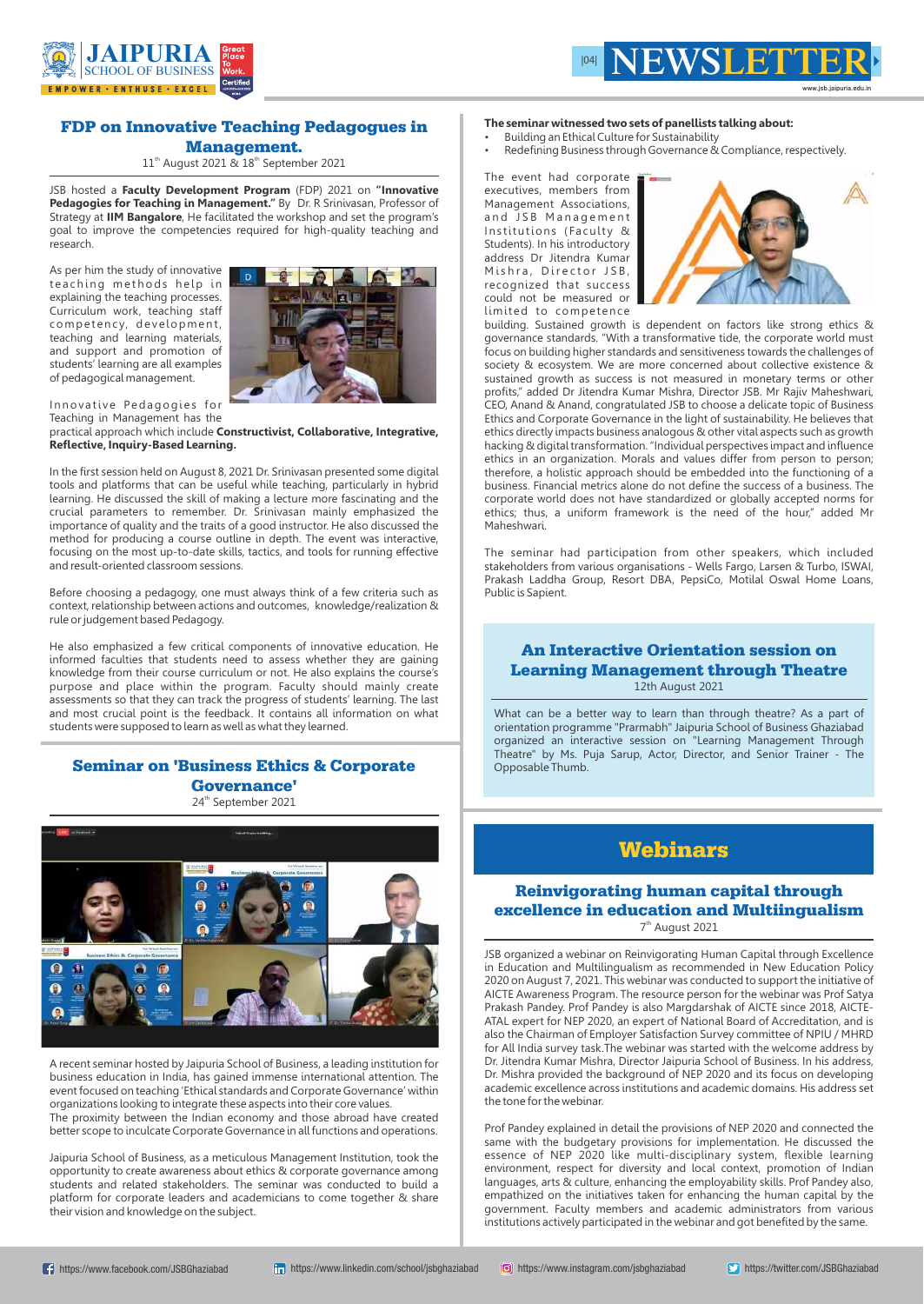## FDP on Innovative Teaching Pedagogues in Management.

11th August 2021 & 18th September 2021

JSB hosted a **Faculty Development Program** (FDP) 2021 on **"Innovative Pedagogies for Teaching in Management."** By Dr. R Srinivasan, Professor of Strategy at **IIM Bangalore**, He facilitated the workshop and set the program's goal to improve the competencies required for high-quality teaching and research.

As per him the study of innovative teaching methods help in explaining the teaching processes. Curriculum work, teaching staff competency, development, teaching and learning materials, and support and promotion of students' learning are all examples of pedagogical management.

Innovative Pedagogies for Teaching in Management has the practical approach which include **Constructivist, Collaborative, Integrative, Reflective, Inquiry-Based Learning.**

In the first session held on August 8, 2021 Dr. Srinivasan presented some digital tools and platforms that can be useful while teaching, particularly in hybrid learning. He discussed the skill of making a lecture more fascinating and the crucial parameters to remember. Dr. Srinivasan mainly emphasized the importance of quality and the traits of a good instructor. He also discussed the method for producing a course outline in depth. The event was interactive, focusing on the most up-to-date skills, tactics, and tools for running effective and result-oriented classroom sessions.

Before choosing a pedagogy, one must always think of a few criteria such as context, relationship between actions and outcomes, knowledge/realization & rule or judgement based Pedagogy.

He also emphasized a few critical components of innovative education. He informed faculties that students need to assess whether they are gaining knowledge from their course curriculum or not. He also explains the course's purpose and place within the program. Faculty should mainly create assessments so that they can track the progress of students' learning. The last and most crucial point is the feedback. It contains all information on what students were supposed to learn as well as what they learned.

## Seminar on 'Business Ethics & Corporate Governance'

24th September 2021

A recent seminar hosted by Jaipuria School of Business, a leading institution for business education in India, has gained immense international attention. The event focused on teaching 'Ethical standards and Corporate Governance' within organizations looking to integrate these aspects into their core values.

The proximity between the Indian economy and those abroad have created better scope to inculcate Corporate Governance in all functions and operations.

Jaipuria School of Business, as a meticulous Management Institution, took the opportunity to create awareness about ethics & corporate governance among students and related stakeholders. The seminar was conducted to build a platform for corporate leaders and academicians to come together & share their vision and knowledge on the subject.

**The seminar witnessed two sets of panellists talking about:**

- Building an Ethical Culture for Sustainability
- Redefining Business through Governance & Compliance, respectively.

The event had corporate executives, members from Management Associations, and JSB Management Institutions (Faculty & Students). In his introductory address Dr Jitendra Kumar Mishra, Director JSB, recognized that success could not be measured or limited to competence building. Sustained growth is dependent on factors like strong ethics & governance standards. "With a transformative tide, the corporate world must focus on building higher standards and sensitiveness towards the challenges of society & ecosystem. We are more concerned about collective existence & sustained growth as success is not measured in monetary terms or other profits," added Dr Jitendra Kumar Mishra, Director JSB. Mr Rajiv Maheshwari, CEO, Anand & Anand, congratulated JSB to choose a delicate topic of Business Ethics and Corporate Governance in the light of sustainability. He believes that ethics directly impacts business analogous & other vital aspects such as growth hacking & digital transformation. "Individual perspectives impact and influence ethics in an organization. Morals and values differ from person to person; therefore, a holistic approach should be embedded into the functioning of a business. Financial metrics alone do not define the success of a business. The corporate world does not have standardized or globally accepted norms for ethics; thus, a uniform framework is the need of the hour," added Mr Maheshwari.

The seminar had participation from other speakers, which included stakeholders from various organisations - Wells Fargo, Larsen & Turbo, ISWAI, Prakash Laddha Group, Resort DBA, PepsiCo, Motilal Oswal Home Loans, Public is Sapient.

## An Interactive Orientation session on Learning Management through Theatre

12th August 2021

What can be a better way to learn than through theatre? As a part of orientation programme "Prarmabh" Jaipuria School of Business Ghaziabad organized an interactive session on "Learning Management Through Theatre" by Ms. Puja Sarup, Actor, Director, and Senior Trainer - The Opposable Thumb.

# Webinars

## Reinvigorating human capital through excellence in education and Multiingualism

7th August 2021

JSB organized a webinar on Reinvigorating Human Capital through Excellence in Education and Multilingualism as recommended in New Education Policy 2020 on August 7, 2021. This webinar was conducted to support the initiative of AICTE Awareness Program. The resource person for the webinar was Prof Satya Prakash Pandey. Prof Pandey is also Margdarshak of AICTE since 2018, AICTE-ATAL expert for NEP 2020, an expert of National Board of Accreditation, and is also the Chairman of Employer Satisfaction Survey committee of NPIU / MHRD for All India survey task.The webinar was started with the welcome address by Dr. Jitendra Kumar Mishra, Director Jaipuria School of Business. In his address, Dr. Mishra provided the background of NEP 2020 and its focus on developing academic excellence across institutions and academic domains. His address set the tone for the webinar.

Prof Pandey explained in detail the provisions of NEP 2020 and connected the same with the budgetary provisions for implementation. He discussed the essence of NEP 2020 like multi-disciplinary system, flexible learning environment, respect for diversity and local context, promotion of Indian languages, arts & culture, enhancing the employability skills. Prof Pandey also, empathized on the initiatives taken for enhancing the human capital by the government. Faculty members and academic administrators from various institutions actively participated in the webinar and got benefited by the same.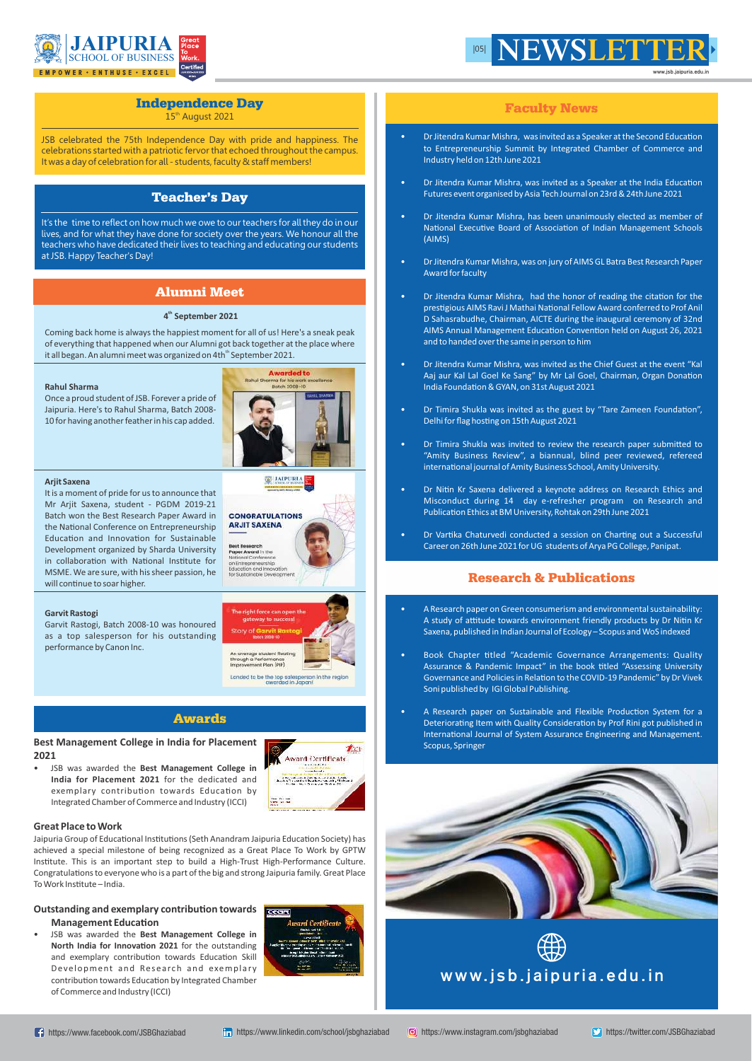## Independence Day

15th August 2021

JSB celebrated the 75th Independence Day with pride and happiness. The celebrations started with a patriotic fervor that echoed throughout the campus. It was a day of celebration for all - students, faculty & staff members!

## Teacher's Day

It's the time to reflect on how much we owe to our teachers for all they do in our lives, and for what they have done for society over the years. We honour all the teachers who have dedicated their lives to teaching and educating our students at JSB. Happy Teacher's Day!

## Alumni Meet

**4th September 2021**

Coming back home is always the happiest moment for all of us! Here's a sneak peak of everything that happened when our Alumni got back together at the place where it all began. An alumni meet was organized on 4th September 2021.

**Rahul Sharma**

Once a proud student of JSB. Forever a pride of Jaipuria. Here's to Rahul Sharma, Batch 2008-10 for having another feather in his cap added.

**Arjit Saxena**

It is a moment of pride for us to announce that Mr Arjit Saxena, student - PGDM 2019-21 Batch won the Best Research Paper Award in the National Conference on Entrepreneurship Education and Innovation for Sustainable Development organized by Sharda University in collaboration with National Institute for MSME. We are sure, with his sheer passion, he will continue to soar higher.

**Garvit Rastogi**

Garvit Rastogi, Batch 2008-10 was honoured as a top salesperson for his outstanding performance by Canon Inc.

## Awards

**Best Management College in India for Placement 2021**

- JSB was awarded the **Best Management College in India for Placement 2021** for the dedicated and exemplary contribution towards Education by Integrated Chamber of Commerce and Industry (ICCI)

**Great Place to Work**

Jaipuria Group of Educational Institutions (Seth Anandram Jaipuria Education Society) has achieved a special milestone of being recognized as a Great Place To Work by GPTW Institute. This is an important step to build a High-Trust High-Performance Culture. Congratulations to everyone who is a part of the big and strong Jaipuria family. Great Place To Work Institute – India.

**Outstanding and exemplary contribution towards Management Education**

- JSB was awarded the **Best Management College in North India for Innovation 2021** for the outstanding and exemplary contribution towards Education Skill Development and Research and exemplary contribution towards Education by Integrated Chamber of Commerce and Industry (ICCI)

## Faculty News

- Dr Jitendra Kumar Mishra, was invited as a Speaker at the Second Education to Entrepreneurship Summit by Integrated Chamber of Commerce and Industry held on 12th June 2021
- Dr Jitendra Kumar Mishra, was invited as a Speaker at the India Education Futures event organised by Asia Tech Journal on 23rd & 24th June 2021
- Dr Jitendra Kumar Mishra, has been unanimously elected as member of National Executive Board of Association of Indian Management Schools (AIMS)
- Dr Jitendra Kumar Mishra, was on jury of AIMS GL Batra Best Research Paper Award for faculty
- Dr Jitendra Kumar Mishra, had the honor of reading the citation for the prestigious AIMS Ravi J Mathai National Fellow Award conferred to Prof Anil D Sahasrabudhe, Chairman, AICTE during the inaugural ceremony of 32nd AIMS Annual Management Education Convention held on August 26, 2021 and to handed over the same in person to him
- Dr Jitendra Kumar Mishra, was invited as the Chief Guest at the event "Kal Aaj aur Kal Lal Goel Ke Sang" by Mr Lal Goel, Chairman, Organ Donation India Foundation & GYAN, on 31st August 2021
- Dr Timira Shukla was invited as the guest by "Tare Zameen Foundation", Delhi for flag hosting on 15th August 2021
- Dr Timira Shukla was invited to review the research paper submitted to "Amity Business Review", a biannual, blind peer reviewed, refereed international journal of Amity Business School, Amity University.
- Dr Nitin Kr Saxena delivered a keynote address on Research Ethics and Misconduct during 14 day e-refresher program on Research and Publication Ethics at BM University, Rohtak on 29th June 2021
- Dr Vartika Chaturvedi conducted a session on Charting out a Successful Career on 26th June 2021 for UG students of Arya PG College, Panipat.

## Research & Publications

- A Research paper on Green consumerism and environmental sustainability: A study of attitude towards environment friendly products by Dr Nitin Kr Saxena, published in Indian Journal of Ecology – Scopus and WoS indexed
- Book Chapter titled "Academic Governance Arrangements: Quality Assurance & Pandemic Impact" in the book titled "Assessing University Governance and Policies in Relation to the COVID-19 Pandemic" by Dr Vivek Soni published by IGI Global Publishing.
- A Research paper on Sustainable and Flexible Production System for a Deteriorating Item with Quality Consideration by Prof Rini got published in International Journal of System Assurance Engineering and Management. Scopus, Springer

www.jsb.jaipuria.edu.in

https://www.facebook.com/JSBGhaziabad | https://www.linkedin.com/school/jsbghaziabad | https://www.instagram.com/jsbghaziabad | https://twitter.com/JSBGhaziabad